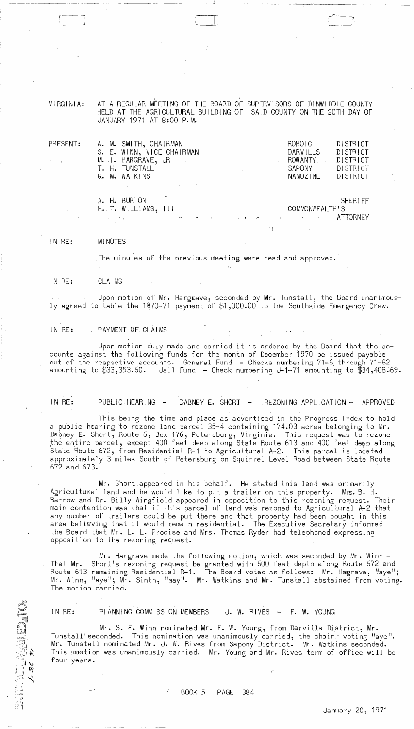VIRGINIA: AT A REGULAR MEETING OF THE BOARD OF SUPERVISORS OF DINWIDDIE COUNTY HELD AT THE AGRICULTURAL BUILDING OF SAID COUNTY ON THE 20TH DAY OF JANUARY 1971 AT 8:00 P.M.

| PRESENT: | | | |
|---|---|---|---|
| | A. M. SMITH, CHAIRMAN | ROHOIC | DISTRICT |
| | S. E. WINN, VICE CHAIRMAN | DARVILLS | DISTRICT |
| | M. I. HARGRAVE, JR | ROWANTY | DISTRICT |
| | T. H. TUNSTALL | SAPONY | DISTRICT |
| | G. M. WATKINS | NAMOZINE | DISTRICT |
| | A. H. BURTON | | SHERIFF |
| | H. T. WILLIAMS, III | COMMONWEALTH'S | ATTORNEY |

IN RE: MINUTES

The minutes of the previous meeting were read and approved.

IN RE: CLAIMS

Upon motion of Mr. Hargrave, seconded by Mr. Tunstall, the Board unanimously agreed to table the 1970-71 payment of $1,000.00 to the Southside Emergency Crew.

IN RE: PAYMENT OF CLAIMS

Upon motion duly made and carried it is ordered by the Board that the accounts against the following funds for the month of December 1970 be issued payable out of the respective accounts. General Fund - Checks numbering 71-6 through 71-82 amounting to $33,353.60. Jail Fund - Check numbering J-1-71 amounting to $34,408.69.

IN RE: PUBLIC HEARING - DABNEY E. SHORT - REZONING APPLICATION - APPROVED

This being the time and place as advertised in the Progress Index to hold a public hearing to rezone land parcel 35-4 containing 174.03 acres belonging to Mr. Dabney E. Short, Route 6, Box 176, Petersburg, Virginia. This request was to rezone the entire parcel, except 400 feet deep along State Route 613 and 400 feet deep along State Route 672, from Residential R-1 to Agricultural A-2. This parcel is located approximately 3 miles South of Petersburg on Squirrel Level Road between State Route 672 and 673.

Mr. Short appeared in his behalf. He stated this land was primarily Agricultural land and he would like to put a trailer on this property. Mrs. B. H. Barrow and Dr. Billy Wingfield appeared in opposition to this rezoning request. Their main contention was that if this parcel of land was rezoned to Agricultural A-2 that any number of trailers could be put there and that property had been bought in this area believing that it would remain residential. The Executive Secretary informed the Board that Mr. L. L. Procise and Mrs. Thomas Ryder had telephoned expressing opposition to the rezoning request.

Mr. Hargrave made the following motion, which was seconded by Mr. Winn - That Mr. Short's rezoning request be granted with 600 feet depth along Route 672 and Route 613 remaining Residential R-1. The Board voted as follows: Mr. Hargrave, "aye"; Mr. Winn, "aye"; Mr. Smith, "nay". Mr. Watkins and Mr. Tunstall abstained from voting. The motion carried.

IN RE: PLANNING COMMISSION MEMBERS J. W. RIVES - F. W. YOUNG

Mr. S. E. Winn nominated Mr. F. W. Young, from Darvills District, Mr. Tunstall seconded. This nomination was unanimously carried, the chair voting "aye". Mr. Tunstall nominated Mr. J. W. Rives from Sapony District. Mr. Watkins seconded. This motion was unanimously carried. Mr. Young and Mr. Rives term of office will be four years.

BOOK 5 PAGE 384

January 20, 1971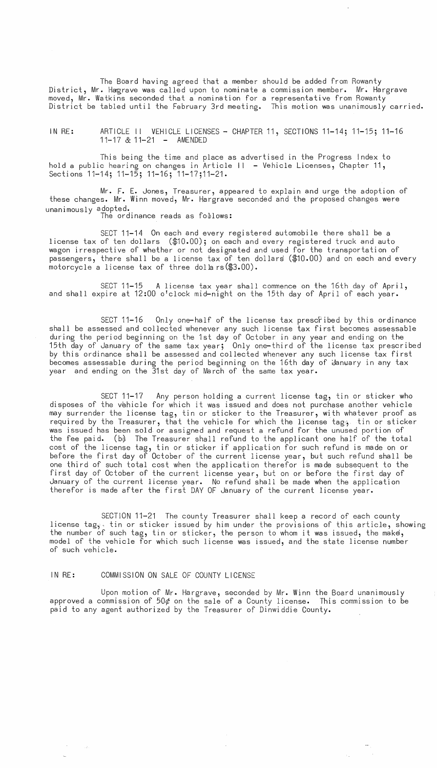The Board having agreed that a member should be added from Rowanty District, Mr. Hargrave was called upon to nominate a commission member. Mr. Hargrave moved, Mr. Watkins seconded that a nomination for a representative from Rowanty District be tabled until the February 3rd meeting. This motion was unanimously carried.

IN RE: ARTICLE II VEHICLE LICENSES - CHAPTER 11, SECTIONS 11-14; 11-15; 11-16 11-17 & 11-21 - AMENDED

This being the time and place as advertised in the Progress Index to hold a public hearing on changes in Article II - Vehicle Licenses, Chapter 11, Sections 11-14; 11-15; 11-16; 11-17;11-21.

Mr. F. E. Jones, Treasurer, appeared to explain and urge the adoption of these changes. Mr. Winn moved, Mr. Hargrave seconded and the proposed changes were unanimously adopted.

The ordinance reads as follows:

SECT 11-14 On each and every registered automobile there shall be a license tax of ten dollars ($10.00); on each and every registered truck and auto wagon irrespective of whether or not designated and used for the transportation of passengers, there shall be a license tax of ten dollars ($10.00) and on each and every motorcycle a license tax of three dollars ($3.00).

SECT 11-15 A license tax year shall commence on the 16th day of April, and shall expire at 12:00 o'clock mid-night on the 15th day of April of each year.

SECT 11-16 Only one-half of the license tax prescribed by this ordinance shall be assessed and collected whenever any such license tax first becomes assessable during the period beginning on the 1st day of October in any year and ending on the 15th day of January of the same tax year; Only one-third of the license tax prescribed by this ordinance shall be assessed and collected whenever any such license tax first becomes assessable during the period beginning on the 16th day of January in any tax year and ending on the 31st day of March of the same tax year.

SECT 11-17 Any person holding a current license tag, tin or sticker who disposes of the vehicle for which it was issued and does not purchase another vehicle may surrender the license tag, tin or sticker to the Treasurer, with whatever proof as required by the Treasurer, that the vehicle for which the license tag, tin or sticker was issued has been sold or assigned and request a refund for the unused portion of the fee paid. (b) The Treasurer shall refund to the applicant one half of the total cost of the license tag, tin or sticker if application for such refund is made on or before the first day of October of the current license year, but such refund shall be one third of such total cost when the application therefor is made subsequent to the first day of October of the current license year, but on or before the first day of January of the current license year. No refund shall be made when the application therefor is made after the first DAY OF January of the current license year.

SECTION 11-21 The county Treasurer shall keep a record of each county license tag, tin or sticker issued by him under the provisions of this article, showing the number of such tag, tin or sticker, the person to whom it was issued, the make, model of the vehicle for which such license was issued, and the state license number of such vehicle.

IN RE: COMMISSION ON SALE OF COUNTY LICENSE

Upon motion of Mr. Hargrave, seconded by Mr. Winn the Board unanimously approved a commission of 50¢ on the sale of a County license. This commission to be paid to any agent authorized by the Treasurer of Dinwiddie County.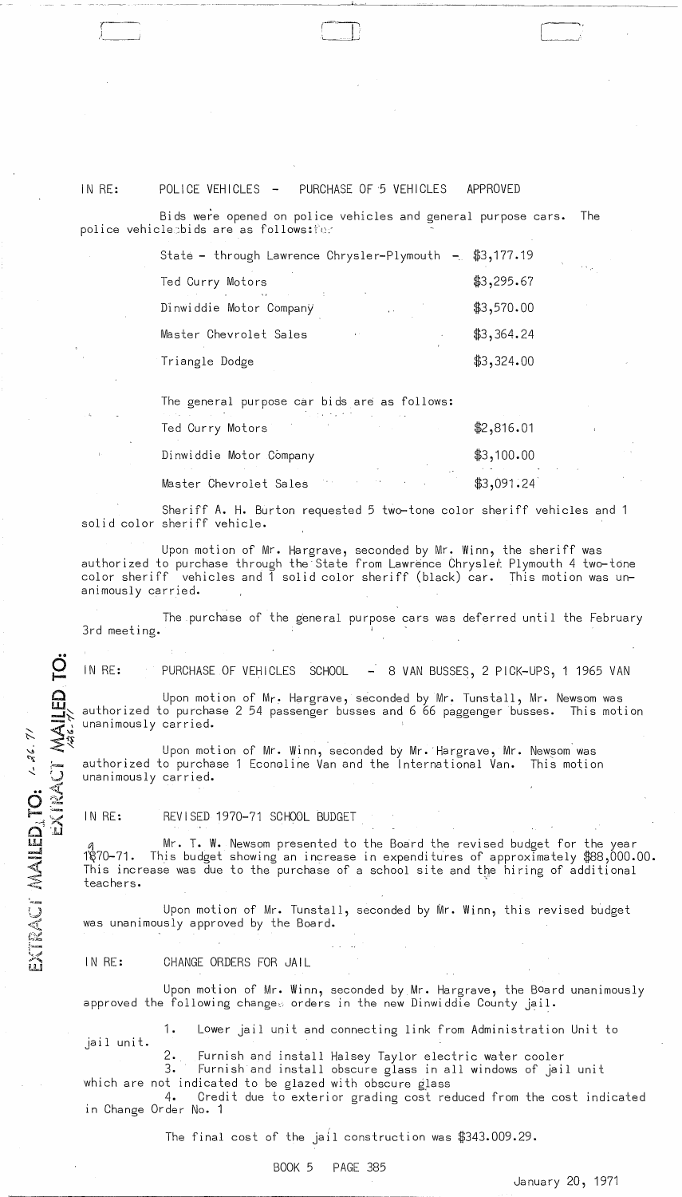IN RE: POLICE VEHICLES - PURCHASE OF 5 VEHICLES APPROVED

Bids were opened on police vehicles and general purpose cars. The police vehicle bids are as follows:

| | |
|---|---|
| State - through Lawrence Chrysler-Plymouth - | $3,177.19 |
| Ted Curry Motors | $3,295.67 |
| Dinwiddie Motor Company | $3,570.00 |
| Master Chevrolet Sales | $3,364.24 |
| Triangle Dodge | $3,324.00 |

The general purpose car bids are as follows:

| | |
|---|---|
| Ted Curry Motors | $2,816.01 |
| Dinwiddie Motor Company | $3,100.00 |
| Master Chevrolet Sales | $3,091.24 |

Sheriff A. H. Burton requested 5 two-tone color sheriff vehicles and 1 solid color sheriff vehicle.

Upon motion of Mr. Hargrave, seconded by Mr. Winn, the sheriff was authorized to purchase through the State from Lawrence Chrysler Plymouth 4 two-tone color sheriff vehicles and 1 solid color sheriff (black) car. This motion was unanimously carried.

The purchase of the general purpose cars was deferred until the February 3rd meeting.

IN RE: PURCHASE OF VEHICLES SCHOOL - 8 VAN BUSSES, 2 PICK-UPS, 1 1965 VAN

Upon motion of Mr. Hargrave, seconded by Mr. Tunstall, Mr. Newsom was authorized to purchase 2 54 passenger busses and 6 66 paggenger busses. This motion unanimously carried.

Upon motion of Mr. Winn, seconded by Mr. Hargrave, Mr. Newsom was authorized to purchase 1 Econoline Van and the International Van. This motion unanimously carried.

EXTRACT MAILED TO: 1-26-71

IN RE: REVISED 1970-71 SCHOOL BUDGET

Mr. T. W. Newsom presented to the Board the revised budget for the year 1970-71. This budget showing an increase in expenditures of approximately $88,000.00. This increase was due to the purchase of a school site and the hiring of additional teachers.

Upon motion of Mr. Tunstall, seconded by Mr. Winn, this revised budget was unanimously approved by the Board.

IN RE: CHANGE ORDERS FOR JAIL

Upon motion of Mr. Winn, seconded by Mr. Hargrave, the Board unanimously approved the following change orders in the new Dinwiddie County jail.

1. Lower jail unit and connecting link from Administration Unit to jail unit.
2. Furnish and install Halsey Taylor electric water cooler
3. Furnish and install obscure glass in all windows of jail unit which are not indicated to be glazed with obscure glass
4. Credit due to exterior grading cost reduced from the cost indicated in Change Order No. 1

The final cost of the jail construction was $343.009.29.

BOOK 5 PAGE 385

January 20, 1971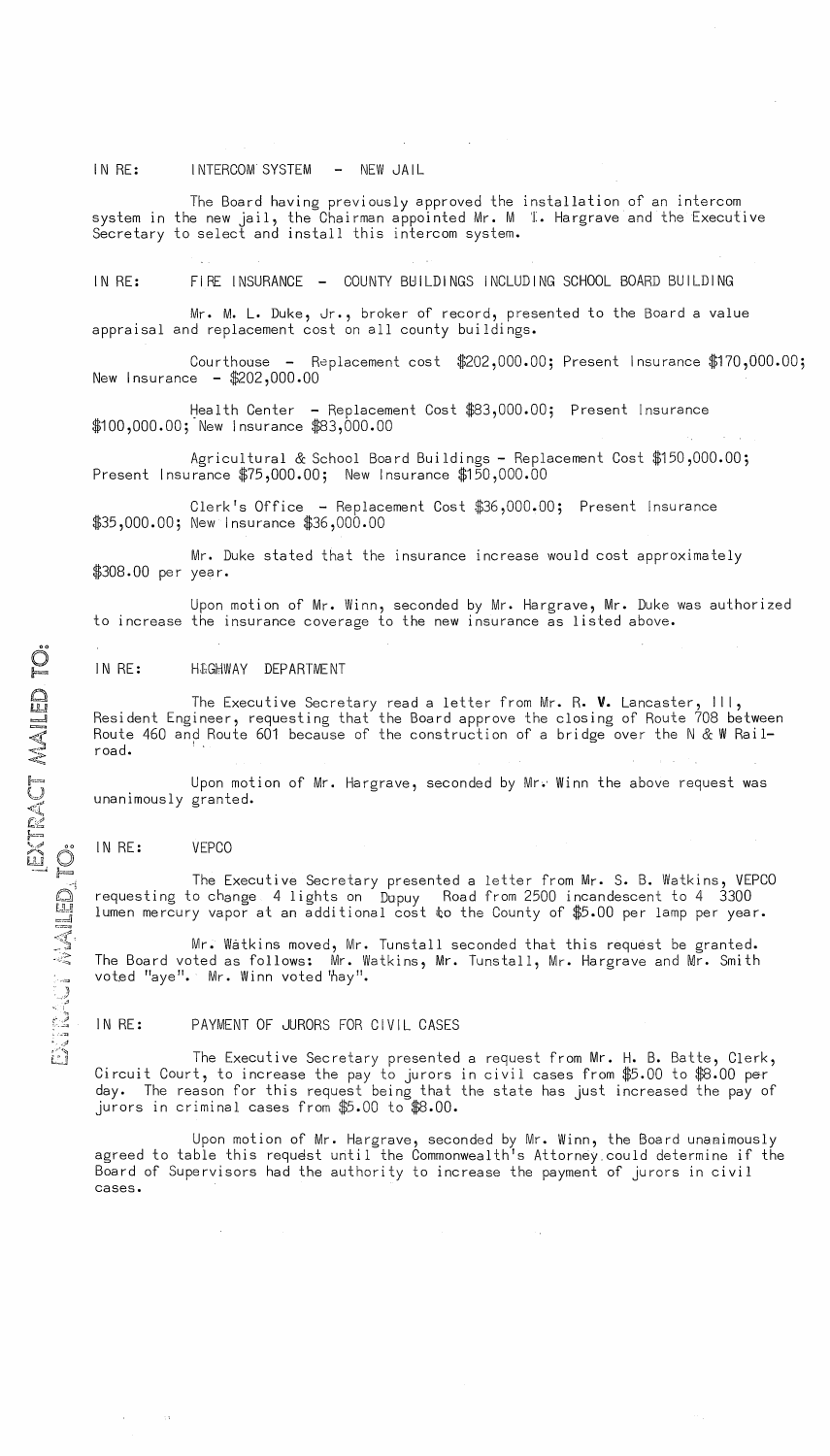IN RE: INTERCOM SYSTEM - NEW JAIL

The Board having previously approved the installation of an intercom system in the new jail, the Chairman appointed Mr. M. T. Hargrave and the Executive Secretary to select and install this intercom system.

IN RE: FIRE INSURANCE - COUNTY BUILDINGS INCLUDING SCHOOL BOARD BUILDING

Mr. M. L. Duke, Jr., broker of record, presented to the Board a value appraisal and replacement cost on all county buildings.

Courthouse - Replacement cost $202,000.00; Present Insurance $170,000.00; New Insurance - $202,000.00

Health Center - Replacement Cost $83,000.00; Present Insurance $100,000.00; New Insurance $83,000.00

Agricultural & School Board Buildings - Replacement Cost $150,000.00; Present Insurance $75,000.00; New Insurance $150,000.00

Clerk's Office - Replacement Cost $36,000.00; Present Insurance $35,000.00; New Insurance $36,000.00

Mr. Duke stated that the insurance increase would cost approximately $308.00 per year.

Upon motion of Mr. Winn, seconded by Mr. Hargrave, Mr. Duke was authorized to increase the insurance coverage to the new insurance as listed above.

EXTRACT MAILED TO:

IN RE: HIGHWAY DEPARTMENT

The Executive Secretary read a letter from Mr. R. V. Lancaster, III, Resident Engineer, requesting that the Board approve the closing of Route 708 between Route 460 and Route 601 because of the construction of a bridge over the N & W Railroad.

Upon motion of Mr. Hargrave, seconded by Mr. Winn the above request was unanimously granted.

EXTRACT MAILED TO:

IN RE: VEPCO

The Executive Secretary presented a letter from Mr. S. B. Watkins, VEPCO requesting to change 4 lights on Dupuy Road from 2500 incandescent to 4 3300 lumen mercury vapor at an additional cost to the County of $5.00 per lamp per year.

Mr. Watkins moved, Mr. Tunstall seconded that this request be granted. The Board voted as follows: Mr. Watkins, Mr. Tunstall, Mr. Hargrave and Mr. Smith voted "aye". Mr. Winn voted "nay".

IN RE: PAYMENT OF JURORS FOR CIVIL CASES

The Executive Secretary presented a request from Mr. H. B. Batte, Clerk, Circuit Court, to increase the pay to jurors in civil cases from $5.00 to $8.00 per day. The reason for this request being that the state has just increased the pay of jurors in criminal cases from $5.00 to $8.00.

Upon motion of Mr. Hargrave, seconded by Mr. Winn, the Board unanimously agreed to table this request until the Commonwealth's Attorney could determine if the Board of Supervisors had the authority to increase the payment of jurors in civil cases.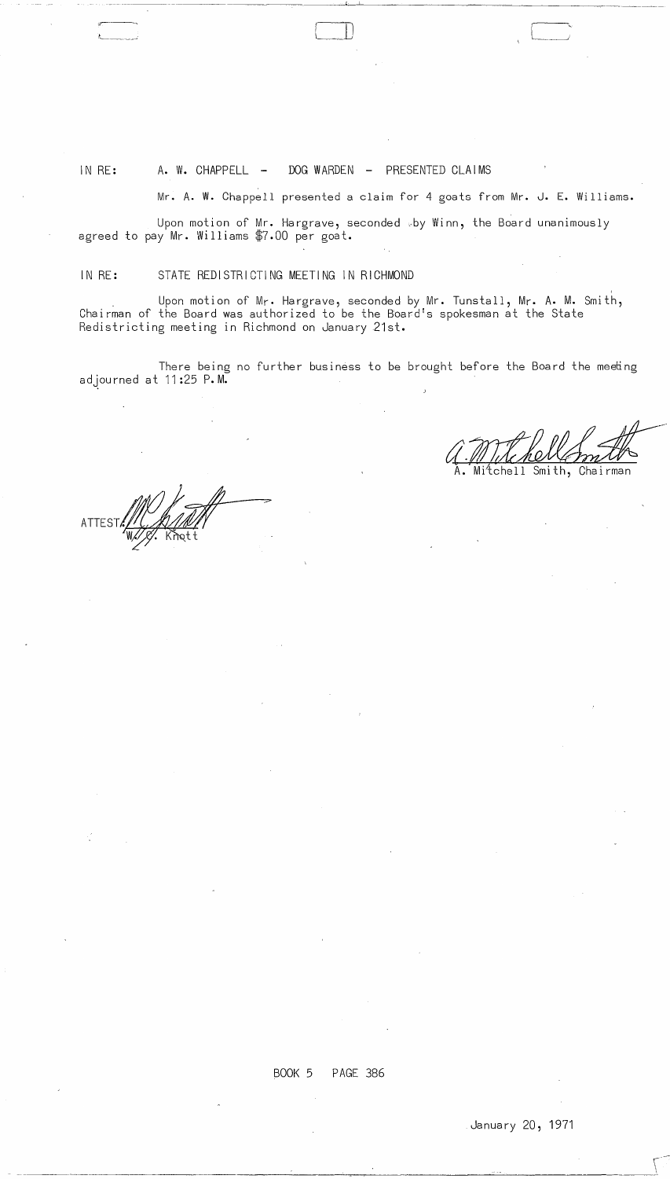IN RE: A. W. CHAPPELL - DOG WARDEN - PRESENTED CLAIMS

Mr. A. W. Chappell presented a claim for 4 goats from Mr. J. E. Williams.

Upon motion of Mr. Hargrave, seconded by Winn, the Board unanimously agreed to pay Mr. Williams $7.00 per goat.

IN RE: STATE REDISTRICTING MEETING IN RICHMOND

Upon motion of Mr. Hargrave, seconded by Mr. Tunstall, Mr. A. M. Smith, Chairman of the Board was authorized to be the Board's spokesman at the State Redistricting meeting in Richmond on January 21st.

There being no further business to be brought before the Board the meeting adjourned at 11:25 P.M.

A. Mitchell Smith, Chairman

ATTEST: W. C. Knott

BOOK 5 PAGE 386

January 20, 1971